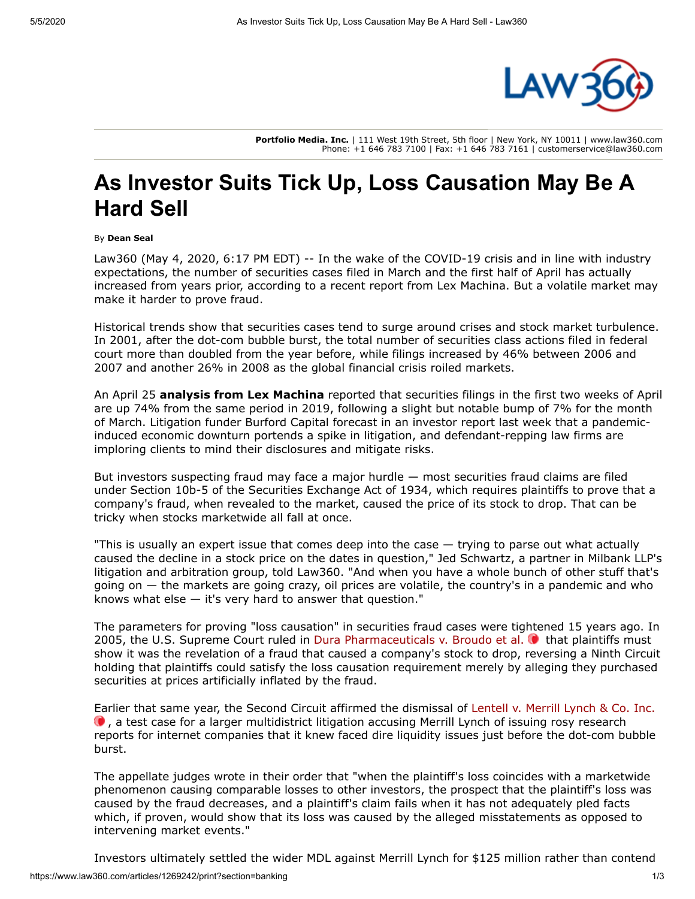Portfolio Media. Inc. | 111 West 19th Street, 5th floor | New York, NY 10011 | www.law360.com
Phone: +1 646 783 7100 | Fax: +1 646 783 7161 | customerservice@law360.com

# As Investor Suits Tick Up, Loss Causation May Be A Hard Sell

By **Dean Seal**

Law360 (May 4, 2020, 6:17 PM EDT) -- In the wake of the COVID-19 crisis and in line with industry expectations, the number of securities cases filed in March and the first half of April has actually increased from years prior, according to a recent report from Lex Machina. But a volatile market may make it harder to prove fraud.

Historical trends show that securities cases tend to surge around crises and stock market turbulence. In 2001, after the dot-com bubble burst, the total number of securities class actions filed in federal court more than doubled from the year before, while filings increased by 46% between 2006 and 2007 and another 26% in 2008 as the global financial crisis roiled markets.

An April 25 **analysis from Lex Machina** reported that securities filings in the first two weeks of April are up 74% from the same period in 2019, following a slight but notable bump of 7% for the month of March. Litigation funder Burford Capital forecast in an investor report last week that a pandemic-induced economic downturn portends a spike in litigation, and defendant-repping law firms are imploring clients to mind their disclosures and mitigate risks.

But investors suspecting fraud may face a major hurdle — most securities fraud claims are filed under Section 10b-5 of the Securities Exchange Act of 1934, which requires plaintiffs to prove that a company's fraud, when revealed to the market, caused the price of its stock to drop. That can be tricky when stocks marketwide all fall at once.

"This is usually an expert issue that comes deep into the case — trying to parse out what actually caused the decline in a stock price on the dates in question," Jed Schwartz, a partner in Milbank LLP's litigation and arbitration group, told Law360. "And when you have a whole bunch of other stuff that's going on — the markets are going crazy, oil prices are volatile, the country's in a pandemic and who knows what else — it's very hard to answer that question."

The parameters for proving "loss causation" in securities fraud cases were tightened 15 years ago. In 2005, the U.S. Supreme Court ruled in Dura Pharmaceuticals v. Broudo et al. that plaintiffs must show it was the revelation of a fraud that caused a company's stock to drop, reversing a Ninth Circuit holding that plaintiffs could satisfy the loss causation requirement merely by alleging they purchased securities at prices artificially inflated by the fraud.

Earlier that same year, the Second Circuit affirmed the dismissal of Lentell v. Merrill Lynch & Co. Inc., a test case for a larger multidistrict litigation accusing Merrill Lynch of issuing rosy research reports for internet companies that it knew faced dire liquidity issues just before the dot-com bubble burst.

The appellate judges wrote in their order that "when the plaintiff's loss coincides with a marketwide phenomenon causing comparable losses to other investors, the prospect that the plaintiff's loss was caused by the fraud decreases, and a plaintiff's claim fails when it has not adequately pled facts which, if proven, would show that its loss was caused by the alleged misstatements as opposed to intervening market events."

Investors ultimately settled the wider MDL against Merrill Lynch for $125 million rather than contend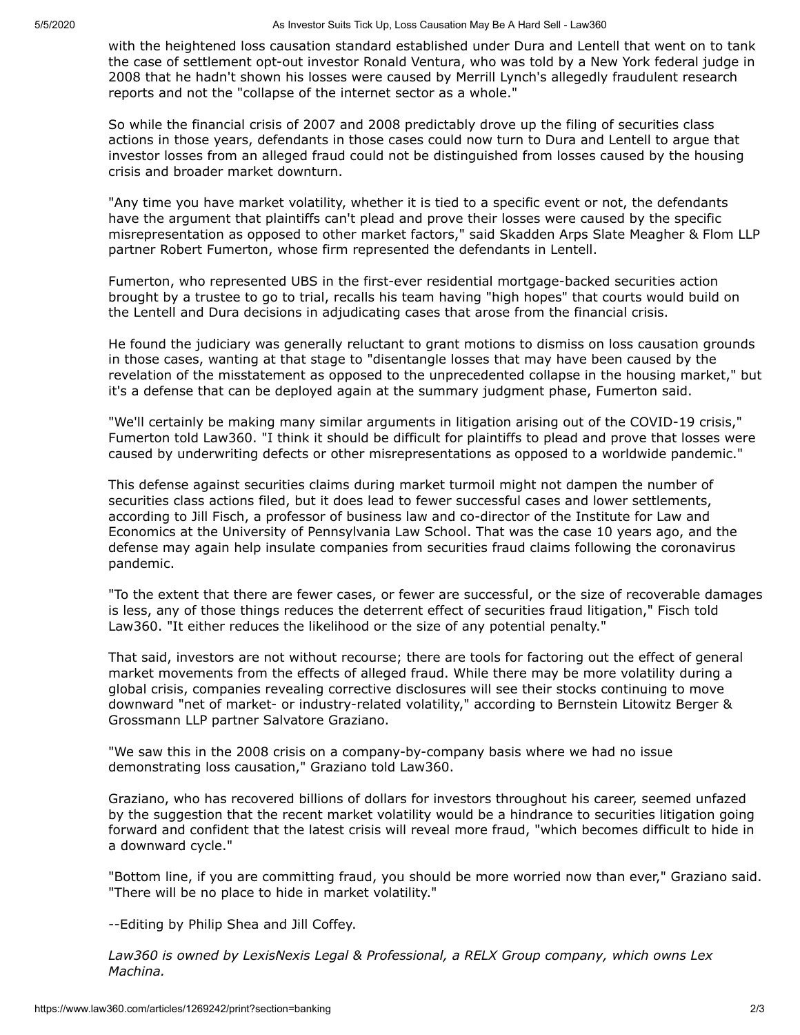with the heightened loss causation standard established under Dura and Lentell that went on to tank the case of settlement opt-out investor Ronald Ventura, who was told by a New York federal judge in 2008 that he hadn't shown his losses were caused by Merrill Lynch's allegedly fraudulent research reports and not the "collapse of the internet sector as a whole."

So while the financial crisis of 2007 and 2008 predictably drove up the filing of securities class actions in those years, defendants in those cases could now turn to Dura and Lentell to argue that investor losses from an alleged fraud could not be distinguished from losses caused by the housing crisis and broader market downturn.

"Any time you have market volatility, whether it is tied to a specific event or not, the defendants have the argument that plaintiffs can't plead and prove their losses were caused by the specific misrepresentation as opposed to other market factors," said Skadden Arps Slate Meagher & Flom LLP partner Robert Fumerton, whose firm represented the defendants in Lentell.

Fumerton, who represented UBS in the first-ever residential mortgage-backed securities action brought by a trustee to go to trial, recalls his team having "high hopes" that courts would build on the Lentell and Dura decisions in adjudicating cases that arose from the financial crisis.

He found the judiciary was generally reluctant to grant motions to dismiss on loss causation grounds in those cases, wanting at that stage to "disentangle losses that may have been caused by the revelation of the misstatement as opposed to the unprecedented collapse in the housing market," but it's a defense that can be deployed again at the summary judgment phase, Fumerton said.

"We'll certainly be making many similar arguments in litigation arising out of the COVID-19 crisis," Fumerton told Law360. "I think it should be difficult for plaintiffs to plead and prove that losses were caused by underwriting defects or other misrepresentations as opposed to a worldwide pandemic."

This defense against securities claims during market turmoil might not dampen the number of securities class actions filed, but it does lead to fewer successful cases and lower settlements, according to Jill Fisch, a professor of business law and co-director of the Institute for Law and Economics at the University of Pennsylvania Law School. That was the case 10 years ago, and the defense may again help insulate companies from securities fraud claims following the coronavirus pandemic.

"To the extent that there are fewer cases, or fewer are successful, or the size of recoverable damages is less, any of those things reduces the deterrent effect of securities fraud litigation," Fisch told Law360. "It either reduces the likelihood or the size of any potential penalty."

That said, investors are not without recourse; there are tools for factoring out the effect of general market movements from the effects of alleged fraud. While there may be more volatility during a global crisis, companies revealing corrective disclosures will see their stocks continuing to move downward "net of market- or industry-related volatility," according to Bernstein Litowitz Berger & Grossmann LLP partner Salvatore Graziano.

"We saw this in the 2008 crisis on a company-by-company basis where we had no issue demonstrating loss causation," Graziano told Law360.

Graziano, who has recovered billions of dollars for investors throughout his career, seemed unfazed by the suggestion that the recent market volatility would be a hindrance to securities litigation going forward and confident that the latest crisis will reveal more fraud, "which becomes difficult to hide in a downward cycle."

"Bottom line, if you are committing fraud, you should be more worried now than ever," Graziano said. "There will be no place to hide in market volatility."

--Editing by Philip Shea and Jill Coffey.

*Law360 is owned by LexisNexis Legal & Professional, a RELX Group company, which owns Lex Machina.*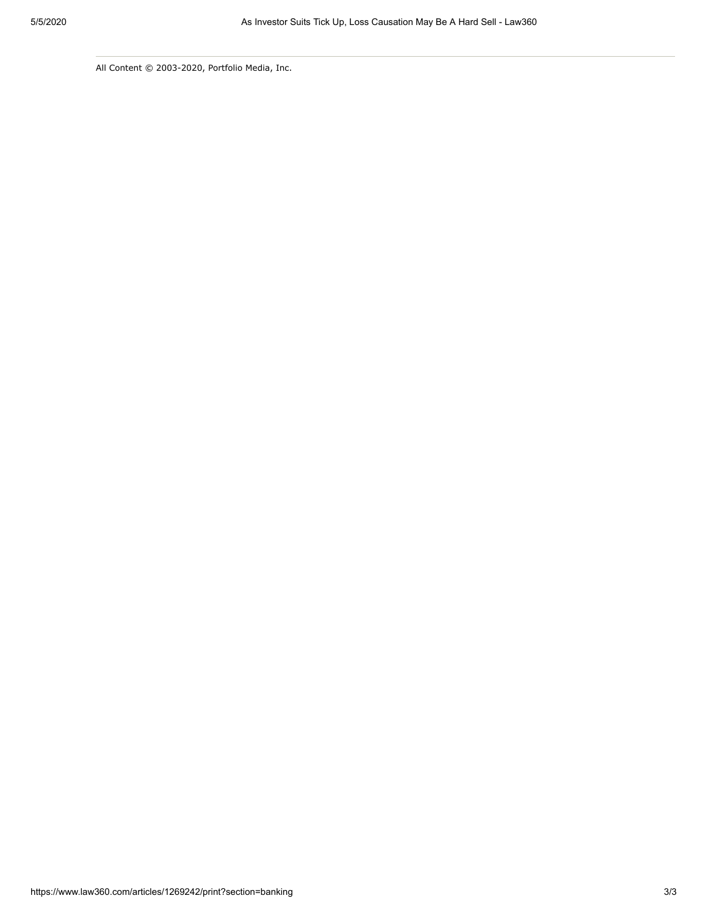All Content © 2003-2020, Portfolio Media, Inc.